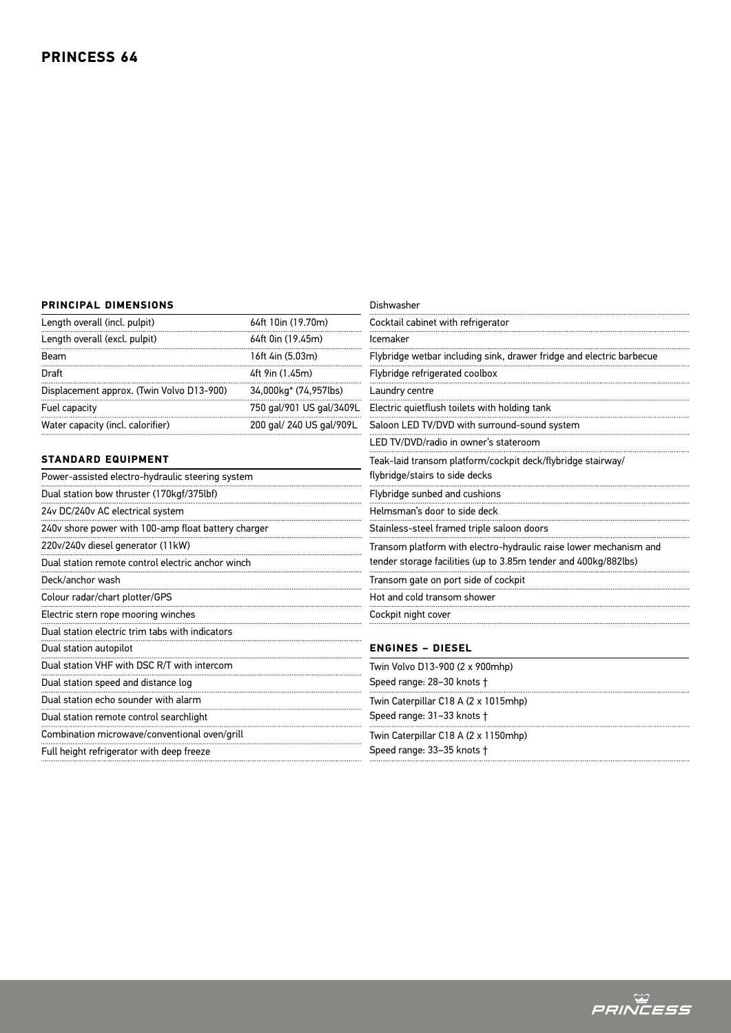# PRINCESS 64

## PRINCIPAL DIMENSIONS

| | |
|---|---|
| Length overall (incl. pulpit) | 64ft 10in (19.70m) |
| Length overall (excl. pulpit) | 64ft 0in (19.45m) |
| Beam | 16ft 4in (5.03m) |
| Draft | 4ft 9in (1.45m) |
| Displacement approx. (Twin Volvo D13-900) | 34,000kg* (74,957lbs) |
| Fuel capacity | 750 gal/901 US gal/3409L |
| Water capacity (incl. calorifier) | 200 gal/ 240 US gal/909L |

## STANDARD EQUIPMENT

- Power-assisted electro-hydraulic steering system
- Dual station bow thruster (170kgf/375lbf)
- 24v DC/240v AC electrical system
- 240v shore power with 100-amp float battery charger
- 220v/240v diesel generator (11kW)
- Dual station remote control electric anchor winch
- Deck/anchor wash
- Colour radar/chart plotter/GPS
- Electric stern rope mooring winches
- Dual station electric trim tabs with indicators
- Dual station autopilot
- Dual station VHF with DSC R/T with intercom
- Dual station speed and distance log
- Dual station echo sounder with alarm
- Dual station remote control searchlight
- Combination microwave/conventional oven/grill
- Full height refrigerator with deep freeze
- Dishwasher
- Cocktail cabinet with refrigerator
- Icemaker
- Flybridge wetbar including sink, drawer fridge and electric barbecue
- Flybridge refrigerated coolbox
- Laundry centre
- Electric quietflush toilets with holding tank
- Saloon LED TV/DVD with surround-sound system
- LED TV/DVD/radio in owner's stateroom
- Teak-laid transom platform/cockpit deck/flybridge stairway/ flybridge/stairs to side decks
- Flybridge sunbed and cushions
- Helmsman's door to side deck
- Stainless-steel framed triple saloon doors
- Transom platform with electro-hydraulic raise lower mechanism and tender storage facilities (up to 3.85m tender and 400kg/882lbs)
- Transom gate on port side of cockpit
- Hot and cold transom shower
- Cockpit night cover

## ENGINES – DIESEL

Twin Volvo D13-900 (2 x 900mhp)
Speed range: 28–30 knots †

Twin Caterpillar C18 A (2 x 1015mhp)
Speed range: 31–33 knots †

Twin Caterpillar C18 A (2 x 1150mhp)
Speed range: 33–35 knots †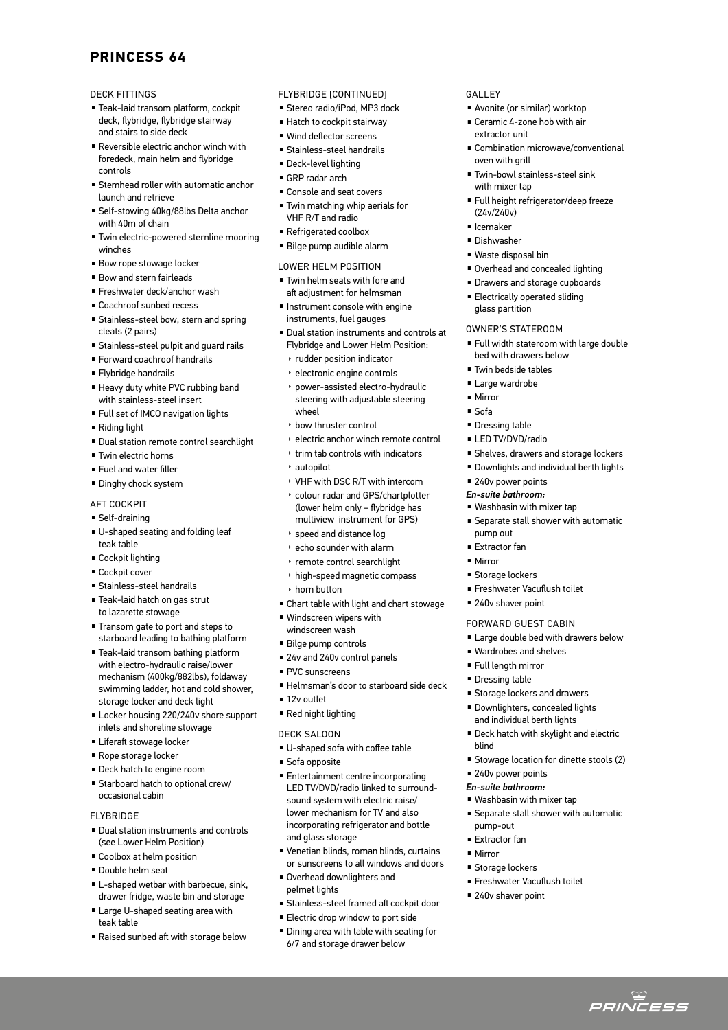# PRINCESS 64

## DECK FITTINGS

- Teak-laid transom platform, cockpit deck, flybridge, flybridge stairway and stairs to side deck
- Reversible electric anchor winch with foredeck, main helm and flybridge controls
- Stemhead roller with automatic anchor launch and retrieve
- Self-stowing 40kg/88lbs Delta anchor with 40m of chain
- Twin electric-powered sternline mooring winches
- Bow rope stowage locker
- Bow and stern fairleads
- Freshwater deck/anchor wash
- Coachroof sunbed recess
- Stainless-steel bow, stern and spring cleats (2 pairs)
- Stainless-steel pulpit and guard rails
- Forward coachroof handrails
- Flybridge handrails
- Heavy duty white PVC rubbing band with stainless-steel insert
- Full set of IMCO navigation lights
- Riding light
- Dual station remote control searchlight
- Twin electric horns
- Fuel and water filler
- Dinghy chock system

## AFT COCKPIT

- Self-draining
- U-shaped seating and folding leaf teak table
- Cockpit lighting
- Cockpit cover
- Stainless-steel handrails
- Teak-laid hatch on gas strut to lazarette stowage
- Transom gate to port and steps to starboard leading to bathing platform
- Teak-laid transom bathing platform with electro-hydraulic raise/lower mechanism (400kg/882lbs), foldaway swimming ladder, hot and cold shower, storage locker and deck light
- Locker housing 220/240v shore support inlets and shoreline stowage
- Liferaft stowage locker
- Rope storage locker
- Deck hatch to engine room
- Starboard hatch to optional crew/ occasional cabin

## FLYBRIDGE

- Dual station instruments and controls (see Lower Helm Position)
- Coolbox at helm position
- Double helm seat
- L-shaped wetbar with barbecue, sink, drawer fridge, waste bin and storage
- Large U-shaped seating area with teak table
- Raised sunbed aft with storage below

## FLYBRIDGE [CONTINUED]

- Stereo radio/iPod, MP3 dock
- Hatch to cockpit stairway
- Wind deflector screens
- Stainless-steel handrails
- Deck-level lighting
- GRP radar arch
- Console and seat covers
- Twin matching whip aerials for VHF R/T and radio
- Refrigerated coolbox
- Bilge pump audible alarm

## LOWER HELM POSITION

- Twin helm seats with fore and aft adjustment for helmsman
- Instrument console with engine instruments, fuel gauges
- Dual station instruments and controls at Flybridge and Lower Helm Position:
  - rudder position indicator
  - electronic engine controls
  - power-assisted electro-hydraulic steering with adjustable steering wheel
  - bow thruster control
  - electric anchor winch remote control
  - trim tab controls with indicators
  - autopilot
  - VHF with DSC R/T with intercom
  - colour radar and GPS/chartplotter (lower helm only – flybridge has multiview instrument for GPS)
  - speed and distance log
  - echo sounder with alarm
  - remote control searchlight
  - high-speed magnetic compass
  - horn button
- Chart table with light and chart stowage
- Windscreen wipers with windscreen wash
- Bilge pump controls
- 24v and 240v control panels
- PVC sunscreens
- Helmsman's door to starboard side deck
- 12v outlet
- Red night lighting

## DECK SALOON

- U-shaped sofa with coffee table
- Sofa opposite
- Entertainment centre incorporating LED TV/DVD/radio linked to surround-sound system with electric raise/ lower mechanism for TV and also incorporating refrigerator and bottle and glass storage
- Venetian blinds, roman blinds, curtains or sunscreens to all windows and doors
- Overhead downlighters and pelmet lights
- Stainless-steel framed aft cockpit door
- Electric drop window to port side
- Dining area with table with seating for 6/7 and storage drawer below

## GALLEY

- Avonite (or similar) worktop
- Ceramic 4-zone hob with air extractor unit
- Combination microwave/conventional oven with grill
- Twin-bowl stainless-steel sink with mixer tap
- Full height refrigerator/deep freeze (24v/240v)
- Icemaker
- Dishwasher
- Waste disposal bin
- Overhead and concealed lighting
- Drawers and storage cupboards
- Electrically operated sliding glass partition

## OWNER'S STATEROOM

- Full width stateroom with large double bed with drawers below
- Twin bedside tables
- Large wardrobe
- Mirror
- Sofa
- Dressing table
- LED TV/DVD/radio
- Shelves, drawers and storage lockers
- Downlights and individual berth lights
- 240v power points

***En-suite bathroom:***

- Washbasin with mixer tap
- Separate stall shower with automatic pump out
- Extractor fan
- Mirror
- Storage lockers
- Freshwater Vacuflush toilet
- 240v shaver point

## FORWARD GUEST CABIN

- Large double bed with drawers below
- Wardrobes and shelves
- Full length mirror
- Dressing table
- Storage lockers and drawers
- Downlighters, concealed lights and individual berth lights
- Deck hatch with skylight and electric blind
- Stowage location for dinette stools (2)
- 240v power points

***En-suite bathroom:***

- Washbasin with mixer tap
- Separate stall shower with automatic pump-out
- Extractor fan
- Mirror
- Storage lockers
- Freshwater Vacuflush toilet
- 240v shaver point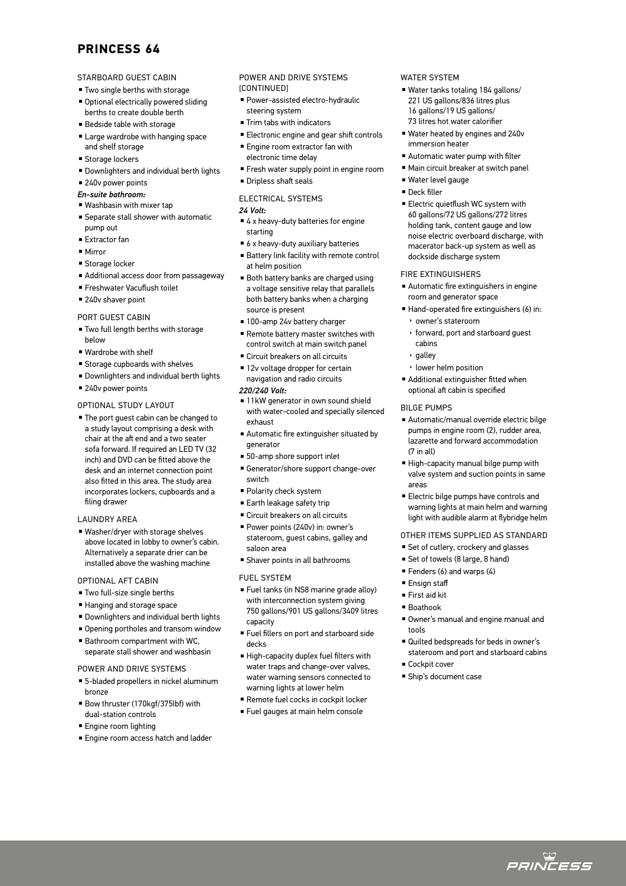## PRINCESS 64

### STARBOARD GUEST CABIN

- Two single berths with storage
- Optional electrically powered sliding berths to create double berth
- Bedside table with storage
- Large wardrobe with hanging space and shelf storage
- Storage lockers
- Downlighters and individual berth lights
- 240v power points

***En-suite bathroom:***

- Washbasin with mixer tap
- Separate stall shower with automatic pump out
- Extractor fan
- Mirror
- Storage locker
- Additional access door from passageway
- Freshwater Vacuflush toilet
- 240v shaver point

### PORT GUEST CABIN

- Two full length berths with storage below
- Wardrobe with shelf
- Storage cupboards with shelves
- Downlighters and individual berth lights
- 240v power points

### OPTIONAL STUDY LAYOUT

- The port guest cabin can be changed to a study layout comprising a desk with chair at the aft end and a two seater sofa forward. If required an LED TV (32 inch) and DVD can be fitted above the desk and an internet connection point also fitted in this area. The study area incorporates lockers, cupboards and a filing drawer

### LAUNDRY AREA

- Washer/dryer with storage shelves above located in lobby to owner's cabin. Alternatively a separate drier can be installed above the washing machine

### OPTIONAL AFT CABIN

- Two full-size single berths
- Hanging and storage space
- Downlighters and individual berth lights
- Opening portholes and transom window
- Bathroom compartment with WC, separate stall shower and washbasin

### POWER AND DRIVE SYSTEMS

- 5-bladed propellers in nickel aluminum bronze
- Bow thruster (170kgf/375lbf) with dual-station controls
- Engine room lighting
- Engine room access hatch and ladder

### POWER AND DRIVE SYSTEMS [CONTINUED]

- Power-assisted electro-hydraulic steering system
- Trim tabs with indicators
- Electronic engine and gear shift controls
- Engine room extractor fan with electronic time delay
- Fresh water supply point in engine room
- Dripless shaft seals

### ELECTRICAL SYSTEMS

***24 Volt:***

- 4 x heavy-duty batteries for engine starting
- 6 x heavy-duty auxiliary batteries
- Battery link facility with remote control at helm position
- Both battery banks are charged using a voltage sensitive relay that parallels both battery banks when a charging source is present
- 100-amp 24v battery charger
- Remote battery master switches with control switch at main switch panel
- Circuit breakers on all circuits
- 12v voltage dropper for certain navigation and radio circuits

***220/240 Volt:***

- 11kW generator in own sound shield with water-cooled and specially silenced exhaust
- Automatic fire extinguisher situated by generator
- 50-amp shore support inlet
- Generator/shore support change-over switch
- Polarity check system
- Earth leakage safety trip
- Circuit breakers on all circuits
- Power points (240v) in: owner's stateroom, guest cabins, galley and saloon area
- Shaver points in all bathrooms

### FUEL SYSTEM

- Fuel tanks (in NS8 marine grade alloy) with interconnection system giving 750 gallons/901 US gallons/3409 litres capacity
- Fuel fillers on port and starboard side decks
- High-capacity duplex fuel filters with water traps and change-over valves, water warning sensors connected to warning lights at lower helm
- Remote fuel cocks in cockpit locker
- Fuel gauges at main helm console

### WATER SYSTEM

- Water tanks totaling 184 gallons/ 221 US gallons/836 litres plus 16 gallons/19 US gallons/ 73 litres hot water calorifier
- Water heated by engines and 240v immersion heater
- Automatic water pump with filter
- Main circuit breaker at switch panel
- Water level gauge
- Deck filler
- Electric quietflush WC system with 60 gallons/72 US gallons/272 litres holding tank, content gauge and low noise electric overboard discharge, with macerator back-up system as well as dockside discharge system

### FIRE EXTINGUISHERS

- Automatic fire extinguishers in engine room and generator space
- Hand-operated fire extinguishers (6) in:
  - owner's stateroom
  - forward, port and starboard guest cabins
  - galley
  - lower helm position
- Additional extinguisher fitted when optional aft cabin is specified

### BILGE PUMPS

- Automatic/manual override electric bilge pumps in engine room (2), rudder area, lazarette and forward accommodation (7 in all)
- High-capacity manual bilge pump with valve system and suction points in same areas
- Electric bilge pumps have controls and warning lights at main helm and warning light with audible alarm at flybridge helm

### OTHER ITEMS SUPPLIED AS STANDARD

- Set of cutlery, crockery and glasses
- Set of towels (8 large, 8 hand)
- Fenders (6) and warps (4)
- Ensign staff
- First aid kit
- Boathook
- Owner's manual and engine manual and tools
- Quilted bedspreads for beds in owner's stateroom and port and starboard cabins
- Cockpit cover
- Ship's document case